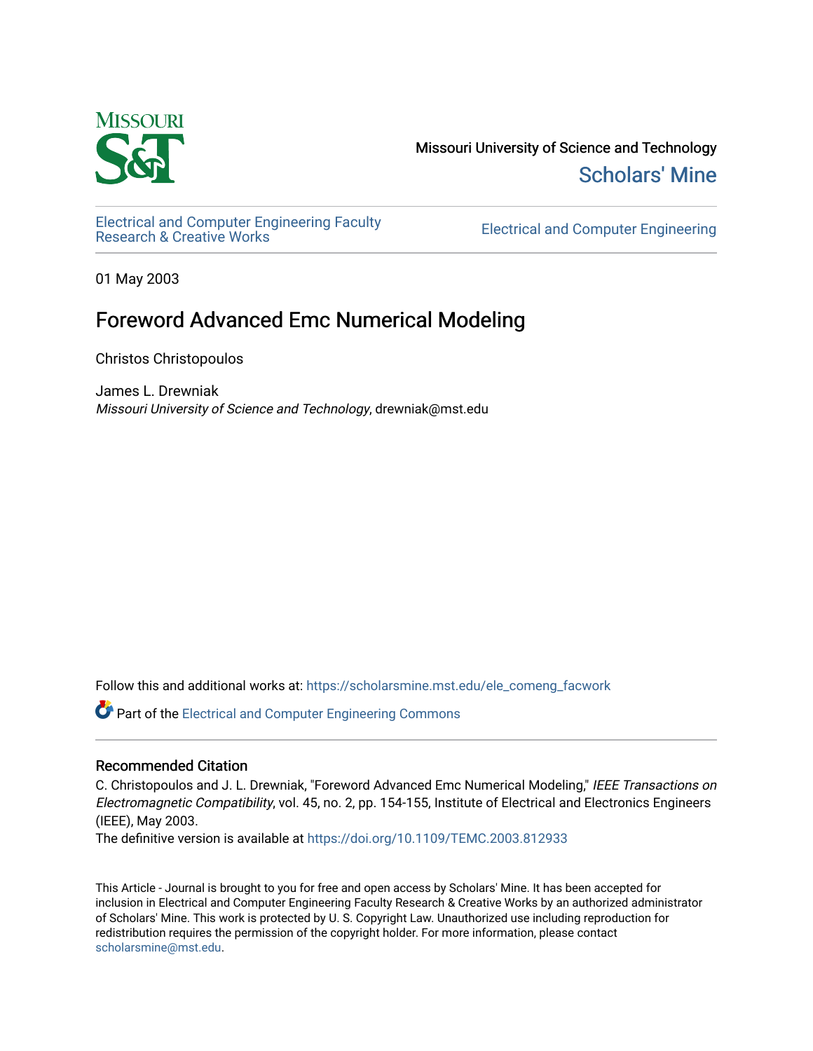Missouri University of Science and Technology

Scholars' Mine

Electrical and Computer Engineering Faculty Research & Creative Works

Electrical and Computer Engineering

01 May 2003

# Foreword Advanced Emc Numerical Modeling

Christos Christopoulos

James L. Drewniak
*Missouri University of Science and Technology*, drewniak@mst.edu

Follow this and additional works at: https://scholarsmine.mst.edu/ele_comeng_facwork

Part of the Electrical and Computer Engineering Commons

## Recommended Citation

C. Christopoulos and J. L. Drewniak, "Foreword Advanced Emc Numerical Modeling," *IEEE Transactions on Electromagnetic Compatibility*, vol. 45, no. 2, pp. 154-155, Institute of Electrical and Electronics Engineers (IEEE), May 2003.

The definitive version is available at https://doi.org/10.1109/TEMC.2003.812933

This Article - Journal is brought to you for free and open access by Scholars' Mine. It has been accepted for inclusion in Electrical and Computer Engineering Faculty Research & Creative Works by an authorized administrator of Scholars' Mine. This work is protected by U. S. Copyright Law. Unauthorized use including reproduction for redistribution requires the permission of the copyright holder. For more information, please contact scholarsmine@mst.edu.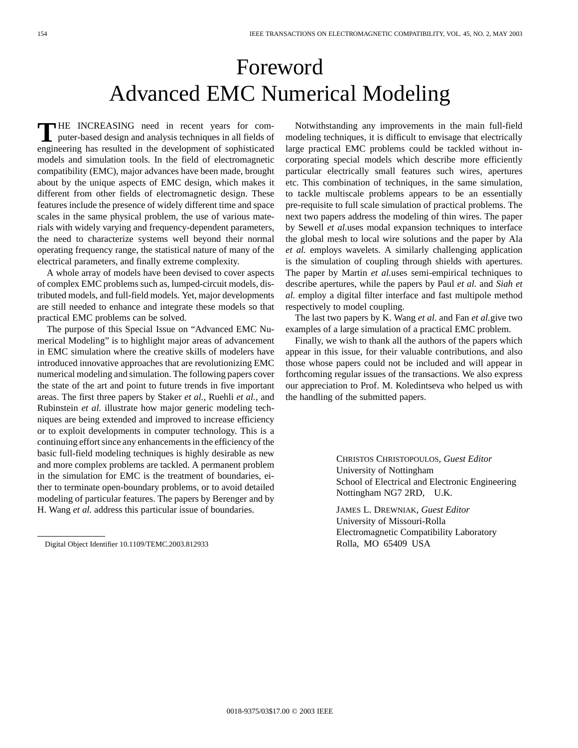# Foreword
# Advanced EMC Numerical Modeling

THE INCREASING need in recent years for computer-based design and analysis techniques in all fields of engineering has resulted in the development of sophisticated models and simulation tools. In the field of electromagnetic compatibility (EMC), major advances have been made, brought about by the unique aspects of EMC design, which makes it different from other fields of electromagnetic design. These features include the presence of widely different time and space scales in the same physical problem, the use of various materials with widely varying and frequency-dependent parameters, the need to characterize systems well beyond their normal operating frequency range, the statistical nature of many of the electrical parameters, and finally extreme complexity.

A whole array of models have been devised to cover aspects of complex EMC problems such as, lumped-circuit models, distributed models, and full-field models. Yet, major developments are still needed to enhance and integrate these models so that practical EMC problems can be solved.

The purpose of this Special Issue on "Advanced EMC Numerical Modeling" is to highlight major areas of advancement in EMC simulation where the creative skills of modelers have introduced innovative approaches that are revolutionizing EMC numerical modeling and simulation. The following papers cover the state of the art and point to future trends in five important areas. The first three papers by Staker *et al.*, Ruehli *et al.*, and Rubinstein *et al.* illustrate how major generic modeling techniques are being extended and improved to increase efficiency or to exploit developments in computer technology. This is a continuing effort since any enhancements in the efficiency of the basic full-field modeling techniques is highly desirable as new and more complex problems are tackled. A permanent problem in the simulation for EMC is the treatment of boundaries, either to terminate open-boundary problems, or to avoid detailed modeling of particular features. The papers by Berenger and by H. Wang *et al.* address this particular issue of boundaries.

Notwithstanding any improvements in the main full-field modeling techniques, it is difficult to envisage that electrically large practical EMC problems could be tackled without incorporating special models which describe more efficiently particular electrically small features such wires, apertures etc. This combination of techniques, in the same simulation, to tackle multiscale problems appears to be an essentially pre-requisite to full scale simulation of practical problems. The next two papers address the modeling of thin wires. The paper by Sewell *et al.*uses modal expansion techniques to interface the global mesh to local wire solutions and the paper by Ala *et al.* employs wavelets. A similarly challenging application is the simulation of coupling through shields with apertures. The paper by Martin *et al.*uses semi-empirical techniques to describe apertures, while the papers by Paul *et al.* and *Siah et al.* employ a digital filter interface and fast multipole method respectively to model coupling.

The last two papers by K. Wang *et al.* and Fan *et al.*give two examples of a large simulation of a practical EMC problem.

Finally, we wish to thank all the authors of the papers which appear in this issue, for their valuable contributions, and also those whose papers could not be included and will appear in forthcoming regular issues of the transactions. We also express our appreciation to Prof. M. Koledintseva who helped us with the handling of the submitted papers.

CHRISTOS CHRISTOPOULOS, *Guest Editor*
University of Nottingham
School of Electrical and Electronic Engineering
Nottingham NG7 2RD, U.K.

JAMES L. DREWNIAK, *Guest Editor*
University of Missouri-Rolla
Electromagnetic Compatibility Laboratory
Rolla, MO 65409 USA

Digital Object Identifier 10.1109/TEMC.2003.812933

0018-9375/03$17.00 © 2003 IEEE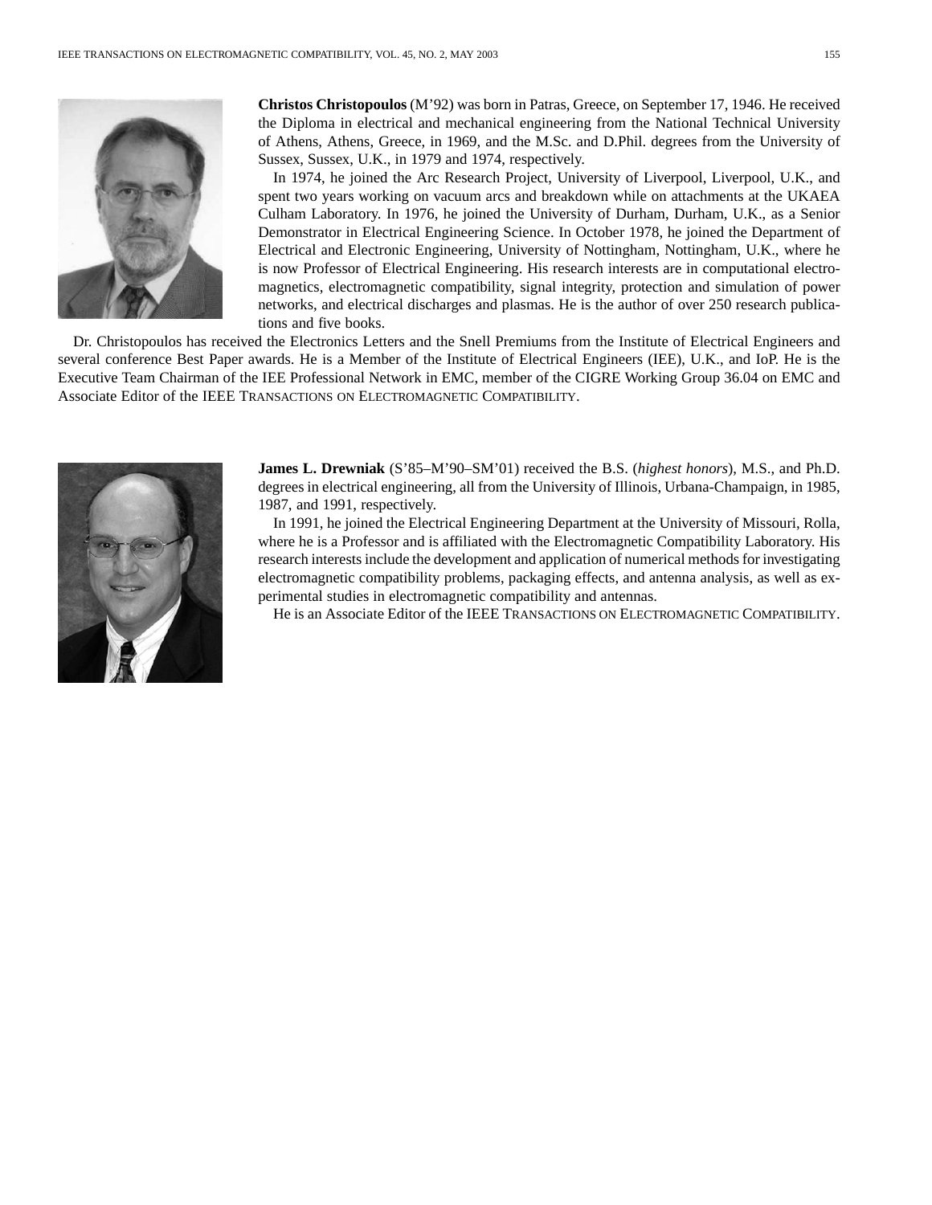**Christos Christopoulos** (M'92) was born in Patras, Greece, on September 17, 1946. He received the Diploma in electrical and mechanical engineering from the National Technical University of Athens, Athens, Greece, in 1969, and the M.Sc. and D.Phil. degrees from the University of Sussex, Sussex, U.K., in 1979 and 1974, respectively.

In 1974, he joined the Arc Research Project, University of Liverpool, Liverpool, U.K., and spent two years working on vacuum arcs and breakdown while on attachments at the UKAEA Culham Laboratory. In 1976, he joined the University of Durham, Durham, U.K., as a Senior Demonstrator in Electrical Engineering Science. In October 1978, he joined the Department of Electrical and Electronic Engineering, University of Nottingham, Nottingham, U.K., where he is now Professor of Electrical Engineering. His research interests are in computational electromagnetics, electromagnetic compatibility, signal integrity, protection and simulation of power networks, and electrical discharges and plasmas. He is the author of over 250 research publications and five books.

Dr. Christopoulos has received the Electronics Letters and the Snell Premiums from the Institute of Electrical Engineers and several conference Best Paper awards. He is a Member of the Institute of Electrical Engineers (IEE), U.K., and IoP. He is the Executive Team Chairman of the IEE Professional Network in EMC, member of the CIGRE Working Group 36.04 on EMC and Associate Editor of the IEEE TRANSACTIONS ON ELECTROMAGNETIC COMPATIBILITY.

**James L. Drewniak** (S'85–M'90–SM'01) received the B.S. (*highest honors*), M.S., and Ph.D. degrees in electrical engineering, all from the University of Illinois, Urbana-Champaign, in 1985, 1987, and 1991, respectively.

In 1991, he joined the Electrical Engineering Department at the University of Missouri, Rolla, where he is a Professor and is affiliated with the Electromagnetic Compatibility Laboratory. His research interests include the development and application of numerical methods for investigating electromagnetic compatibility problems, packaging effects, and antenna analysis, as well as experimental studies in electromagnetic compatibility and antennas.

He is an Associate Editor of the IEEE TRANSACTIONS ON ELECTROMAGNETIC COMPATIBILITY.